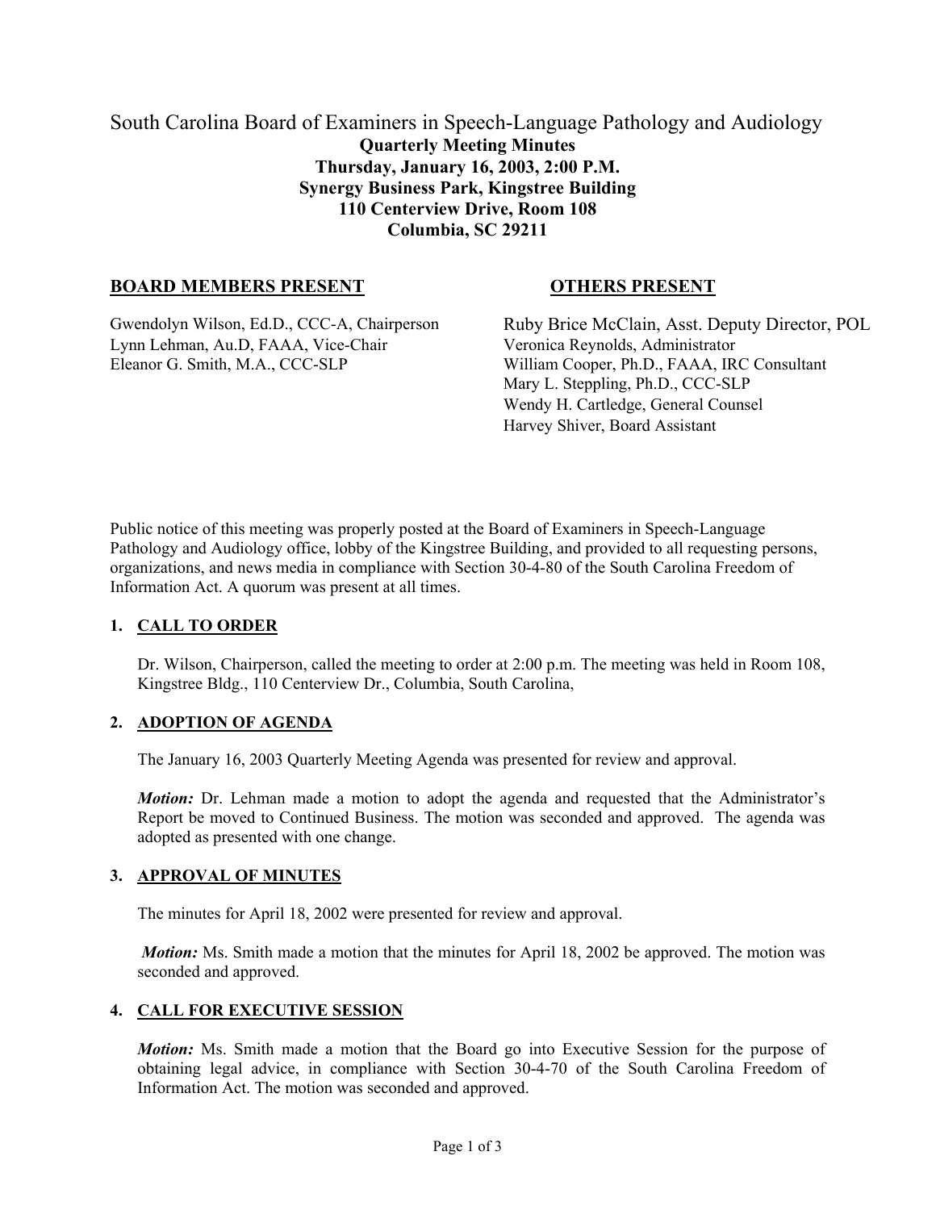# South Carolina Board of Examiners in Speech-Language Pathology and Audiology

**Quarterly Meeting Minutes**
**Thursday, January 16, 2003, 2:00 P.M.**
**Synergy Business Park, Kingstree Building**
**110 Centerview Drive, Room 108**
**Columbia, SC 29211**

## BOARD MEMBERS PRESENT

Gwendolyn Wilson, Ed.D., CCC-A, Chairperson
Lynn Lehman, Au.D, FAAA, Vice-Chair
Eleanor G. Smith, M.A., CCC-SLP

## OTHERS PRESENT

Ruby Brice McClain, Asst. Deputy Director, POL
Veronica Reynolds, Administrator
William Cooper, Ph.D., FAAA, IRC Consultant
Mary L. Steppling, Ph.D., CCC-SLP
Wendy H. Cartledge, General Counsel
Harvey Shiver, Board Assistant

Public notice of this meeting was properly posted at the Board of Examiners in Speech-Language Pathology and Audiology office, lobby of the Kingstree Building, and provided to all requesting persons, organizations, and news media in compliance with Section 30-4-80 of the South Carolina Freedom of Information Act. A quorum was present at all times.

## 1. CALL TO ORDER

Dr. Wilson, Chairperson, called the meeting to order at 2:00 p.m. The meeting was held in Room 108, Kingstree Bldg., 110 Centerview Dr., Columbia, South Carolina,

## 2. ADOPTION OF AGENDA

The January 16, 2003 Quarterly Meeting Agenda was presented for review and approval.

***Motion:*** Dr. Lehman made a motion to adopt the agenda and requested that the Administrator's Report be moved to Continued Business. The motion was seconded and approved. The agenda was adopted as presented with one change.

## 3. APPROVAL OF MINUTES

The minutes for April 18, 2002 were presented for review and approval.

***Motion:*** Ms. Smith made a motion that the minutes for April 18, 2002 be approved. The motion was seconded and approved.

## 4. CALL FOR EXECUTIVE SESSION

***Motion:*** Ms. Smith made a motion that the Board go into Executive Session for the purpose of obtaining legal advice, in compliance with Section 30-4-70 of the South Carolina Freedom of Information Act. The motion was seconded and approved.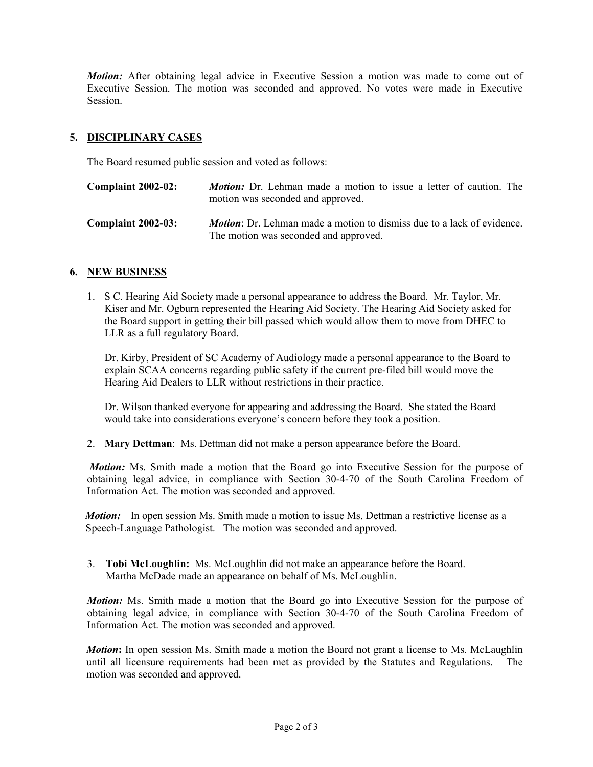***Motion:*** After obtaining legal advice in Executive Session a motion was made to come out of Executive Session. The motion was seconded and approved. No votes were made in Executive Session.

## 5. DISCIPLINARY CASES

The Board resumed public session and voted as follows:

**Complaint 2002-02:** ***Motion:*** Dr. Lehman made a motion to issue a letter of caution. The motion was seconded and approved.

**Complaint 2002-03:** ***Motion***: Dr. Lehman made a motion to dismiss due to a lack of evidence. The motion was seconded and approved.

## 6. NEW BUSINESS

1. S C. Hearing Aid Society made a personal appearance to address the Board. Mr. Taylor, Mr. Kiser and Mr. Ogburn represented the Hearing Aid Society. The Hearing Aid Society asked for the Board support in getting their bill passed which would allow them to move from DHEC to LLR as a full regulatory Board.

   Dr. Kirby, President of SC Academy of Audiology made a personal appearance to the Board to explain SCAA concerns regarding public safety if the current pre-filed bill would move the Hearing Aid Dealers to LLR without restrictions in their practice.

   Dr. Wilson thanked everyone for appearing and addressing the Board. She stated the Board would take into considerations everyone's concern before they took a position.

2. **Mary Dettman**: Ms. Dettman did not make a person appearance before the Board.

***Motion:*** Ms. Smith made a motion that the Board go into Executive Session for the purpose of obtaining legal advice, in compliance with Section 30-4-70 of the South Carolina Freedom of Information Act. The motion was seconded and approved.

***Motion:*** In open session Ms. Smith made a motion to issue Ms. Dettman a restrictive license as a Speech-Language Pathologist. The motion was seconded and approved.

3. **Tobi McLoughlin:** Ms. McLoughlin did not make an appearance before the Board. Martha McDade made an appearance on behalf of Ms. McLoughlin.

***Motion:*** Ms. Smith made a motion that the Board go into Executive Session for the purpose of obtaining legal advice, in compliance with Section 30-4-70 of the South Carolina Freedom of Information Act. The motion was seconded and approved.

***Motion*:** In open session Ms. Smith made a motion the Board not grant a license to Ms. McLaughlin until all licensure requirements had been met as provided by the Statutes and Regulations. The motion was seconded and approved.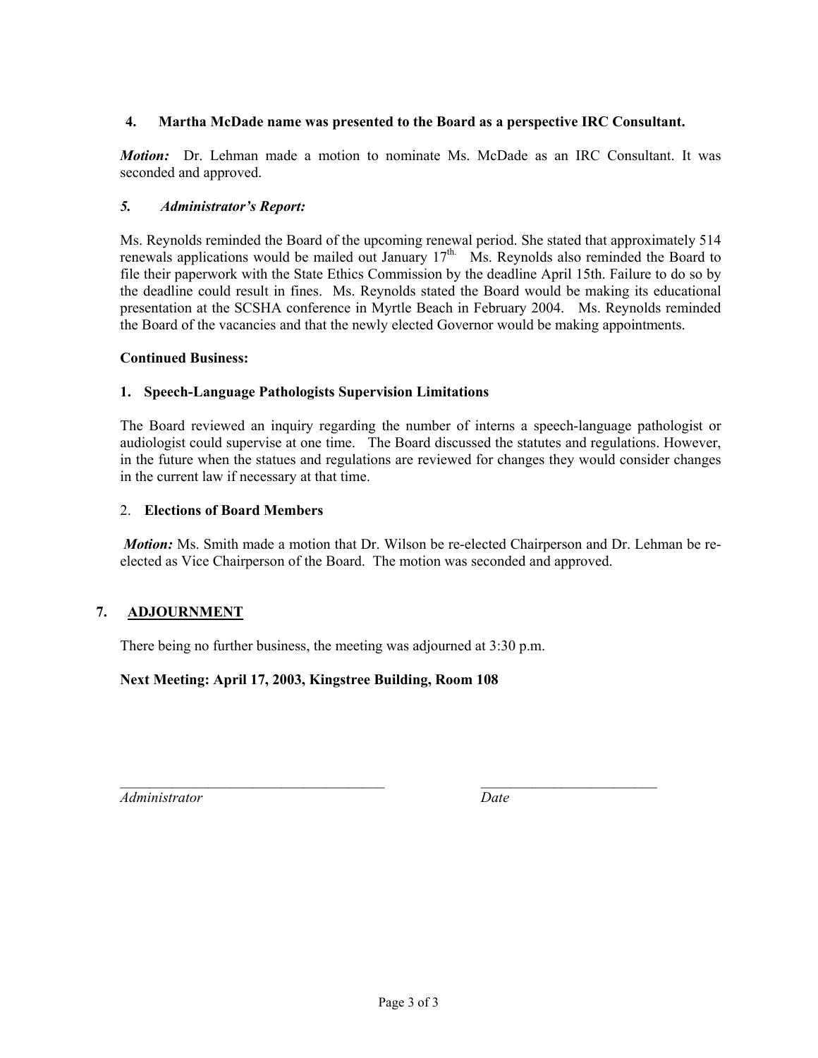**4. Martha McDade name was presented to the Board as a perspective IRC Consultant.**

***Motion:*** Dr. Lehman made a motion to nominate Ms. McDade as an IRC Consultant. It was seconded and approved.

***5. Administrator's Report:***

Ms. Reynolds reminded the Board of the upcoming renewal period. She stated that approximately 514 renewals applications would be mailed out January 17th. Ms. Reynolds also reminded the Board to file their paperwork with the State Ethics Commission by the deadline April 15th. Failure to do so by the deadline could result in fines. Ms. Reynolds stated the Board would be making its educational presentation at the SCSHA conference in Myrtle Beach in February 2004. Ms. Reynolds reminded the Board of the vacancies and that the newly elected Governor would be making appointments.

**Continued Business:**

**1. Speech-Language Pathologists Supervision Limitations**

The Board reviewed an inquiry regarding the number of interns a speech-language pathologist or audiologist could supervise at one time. The Board discussed the statutes and regulations. However, in the future when the statues and regulations are reviewed for changes they would consider changes in the current law if necessary at that time.

2. **Elections of Board Members**

***Motion:*** Ms. Smith made a motion that Dr. Wilson be re-elected Chairperson and Dr. Lehman be re-elected as Vice Chairperson of the Board. The motion was seconded and approved.

## 7. <u>ADJOURNMENT</u>

There being no further business, the meeting was adjourned at 3:30 p.m.

**Next Meeting: April 17, 2003, Kingstree Building, Room 108**

\_\_\_\_\_\_\_\_\_\_\_\_\_\_\_\_\_\_\_\_\_\_\_\_\_\_\_\_\_\_\_\_\_\_\_\_\_\_ \_\_\_\_\_\_\_\_\_\_\_\_\_\_\_\_\_\_\_\_\_\_\_\_\_

*Administrator* *Date*